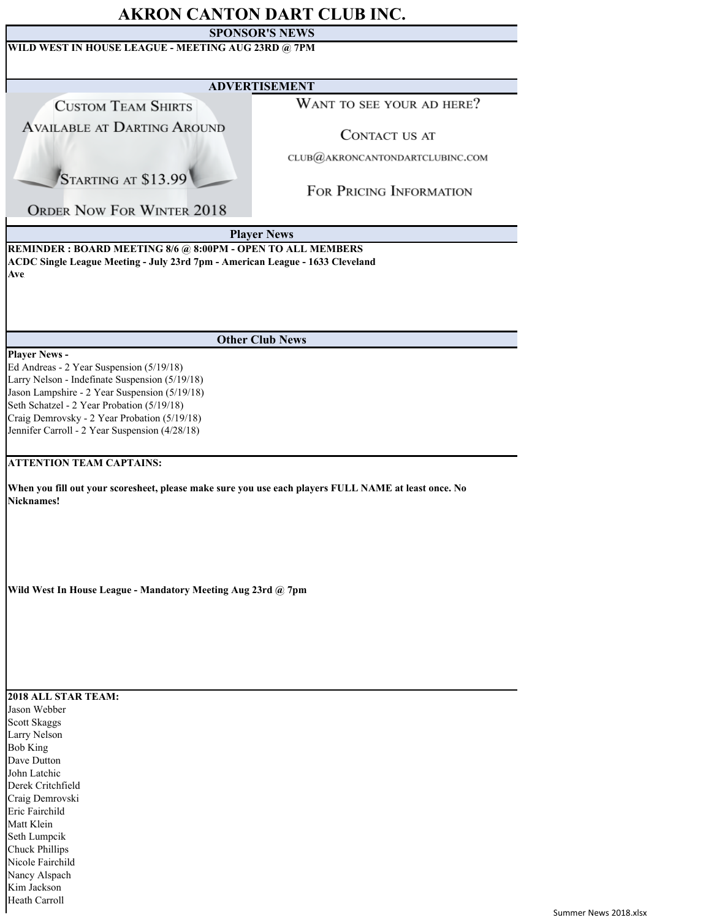# AKRON CANTON DART CLUB INC.

## SPONSOR'S NEWS

**WILD WEST IN HOUSE LEAGUE - MEETING AUG 23RD @ 7PM**

## ADVERTISEMENT

Custom Team Shirts
Available at Darting Around

Starting at $13.99

Order Now For Winter 2018

Want to see your ad here?

Contact us at

club@akroncantondartclubinc.com

For Pricing Information

## Player News

**REMINDER : BOARD MEETING 8/6 @ 8:00PM - OPEN TO ALL MEMBERS**
**ACDC Single League Meeting - July 23rd 7pm - American League - 1633 Cleveland Ave**

## Other Club News

**Player News -**

Ed Andreas - 2 Year Suspension (5/19/18)
Larry Nelson - Indefinate Suspension (5/19/18)
Jason Lampshire - 2 Year Suspension (5/19/18)
Seth Schatzel - 2 Year Probation (5/19/18)
Craig Demrovsky - 2 Year Probation (5/19/18)
Jennifer Carroll - 2 Year Suspension (4/28/18)

**ATTENTION TEAM CAPTAINS:**

**When you fill out your scoresheet, please make sure you use each players FULL NAME at least once. No Nicknames!**

**Wild West In House League - Mandatory Meeting Aug 23rd @ 7pm**

**2018 ALL STAR TEAM:**

Jason Webber
Scott Skaggs
Larry Nelson
Bob King
Dave Dutton
John Latchic
Derek Critchfield
Craig Demrovski
Eric Fairchild
Matt Klein
Seth Lumpcik
Chuck Phillips
Nicole Fairchild
Nancy Alspach
Kim Jackson
Heath Carroll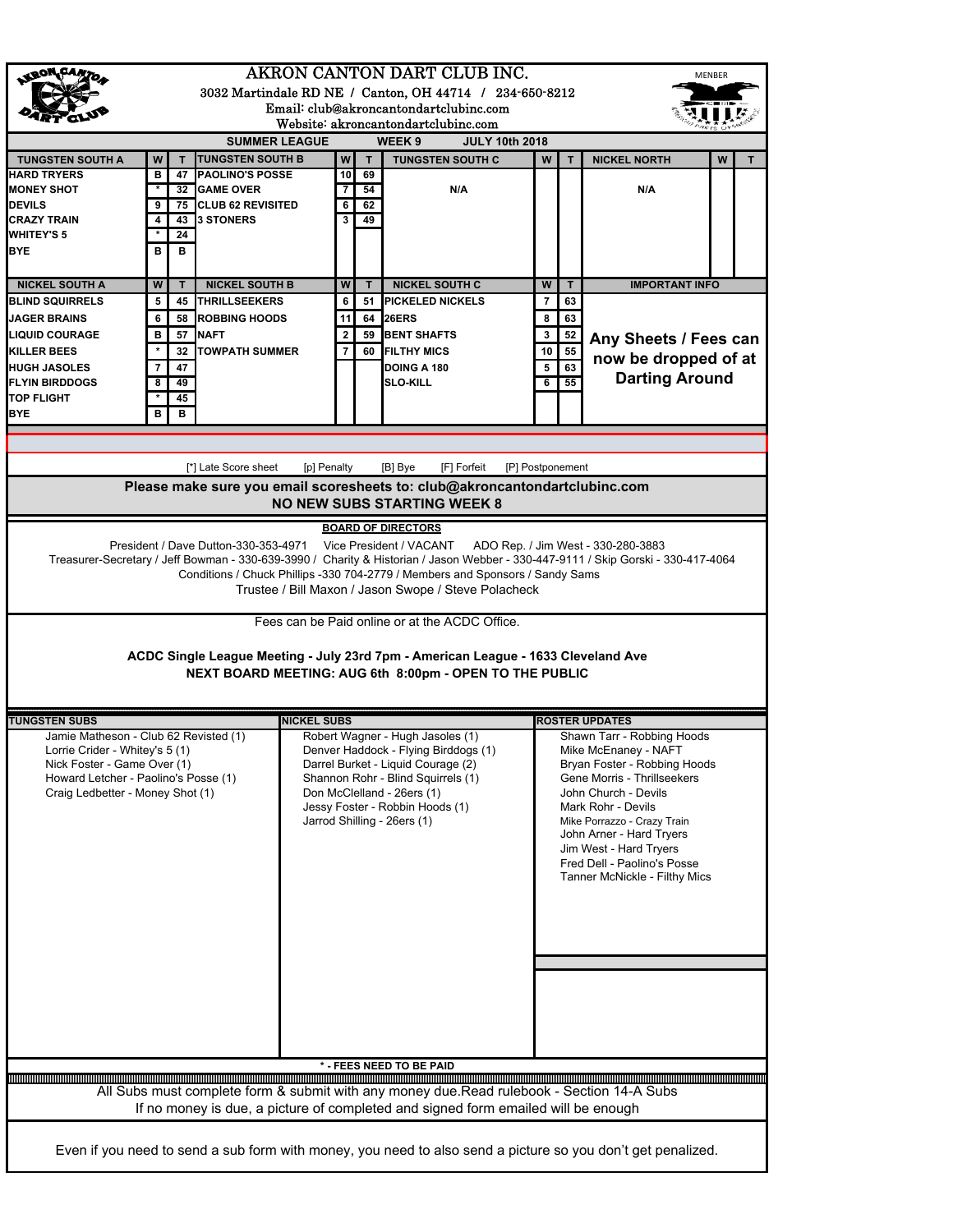# AKRON CANTON DART CLUB INC.

3032 Martindale RD NE / Canton, OH 44714 / 234-650-8212
Email: club@akroncantondartclubinc.com
Website: akroncantondartclubinc.com

MENBER

**SUMMER LEAGUE — WEEK 9 — JULY 10th 2018**

| TUNGSTEN SOUTH A | W | T | TUNGSTEN SOUTH B | W | T | TUNGSTEN SOUTH C | W | T | NICKEL NORTH | W | T |
|---|---|---|---|---|---|---|---|---|---|---|---|
| HARD TRYERS | B | 47 | PAOLINO'S POSSE | 10 | 69 | | | | | | |
| MONEY SHOT | * | 32 | GAME OVER | 7 | 54 | N/A | | | N/A | | |
| DEVILS | 9 | 75 | CLUB 62 REVISITED | 6 | 62 | | | | | | |
| CRAZY TRAIN | 4 | 43 | 3 STONERS | 3 | 49 | | | | | | |
| WHITEY'S 5 | * | 24 | | | | | | | | | |
| BYE | B | B | | | | | | | | | |

| NICKEL SOUTH A | W | T | NICKEL SOUTH B | W | T | NICKEL SOUTH C | W | T | IMPORTANT INFO |
|---|---|---|---|---|---|---|---|---|---|
| BLIND SQUIRRELS | 5 | 45 | THRILLSEEKERS | 6 | 51 | PICKELED NICKELS | 7 | 63 | |
| JAGER BRAINS | 6 | 58 | ROBBING HOODS | 11 | 64 | 26ERS | 8 | 63 | |
| LIQUID COURAGE | B | 57 | NAFT | 2 | 59 | BENT SHAFTS | 3 | 52 | **Any Sheets / Fees can now be dropped of at Darting Around** |
| KILLER BEES | * | 32 | TOWPATH SUMMER | 7 | 60 | FILTHY MICS | 10 | 55 | |
| HUGH JASOLES | 7 | 47 | | | | DOING A 180 | 5 | 63 | |
| FLYIN BIRDDOGS | 8 | 49 | | | | SLO-KILL | 6 | 55 | |
| TOP FLIGHT | * | 45 | | | | | | | |
| BYE | B | B | | | | | | | |

[*] Late Score sheet [p] Penalty [B] Bye [F] Forfeit [P] Postponement

**Please make sure you email scoresheets to: club@akroncantondartclubinc.com**
**NO NEW SUBS STARTING WEEK 8**

**BOARD OF DIRECTORS**

President / Dave Dutton-330-353-4971 Vice President / VACANT ADO Rep. / Jim West - 330-280-3883
Treasurer-Secretary / Jeff Bowman - 330-639-3990 / Charity & Historian / Jason Webber - 330-447-9111 / Skip Gorski - 330-417-4064
Conditions / Chuck Phillips -330 704-2779 / Members and Sponsors / Sandy Sams
Trustee / Bill Maxon / Jason Swope / Steve Polacheck

Fees can be Paid online or at the ACDC Office.

**ACDC Single League Meeting - July 23rd 7pm - American League - 1633 Cleveland Ave**
**NEXT BOARD MEETING: AUG 6th 8:00pm - OPEN TO THE PUBLIC**

**TUNGSTEN SUBS**
- Jamie Matheson - Club 62 Revisted (1)
- Lorrie Crider - Whitey's 5 (1)
- Nick Foster - Game Over (1)
- Howard Letcher - Paolino's Posse (1)
- Craig Ledbetter - Money Shot (1)

**NICKEL SUBS**
- Robert Wagner - Hugh Jasoles (1)
- Denver Haddock - Flying Birddogs (1)
- Darrel Burket - Liquid Courage (2)
- Shannon Rohr - Blind Squirrels (1)
- Don McClelland - 26ers (1)
- Jessy Foster - Robbin Hoods (1)
- Jarrod Shilling - 26ers (1)

**ROSTER UPDATES**
- Shawn Tarr - Robbing Hoods
- Mike McEnaney - NAFT
- Bryan Foster - Robbing Hoods
- Gene Morris - Thrillseekers
- John Church - Devils
- Mark Rohr - Devils
- Mike Porrazzo - Crazy Train
- John Arner - Hard Tryers
- Jim West - Hard Tryers
- Fred Dell - Paolino's Posse
- Tanner McNickle - Filthy Mics

**\* - FEES NEED TO BE PAID**

All Subs must complete form & submit with any money due.Read rulebook - Section 14-A Subs
If no money is due, a picture of completed and signed form emailed will be enough

Even if you need to send a sub form with money, you need to also send a picture so you don't get penalized.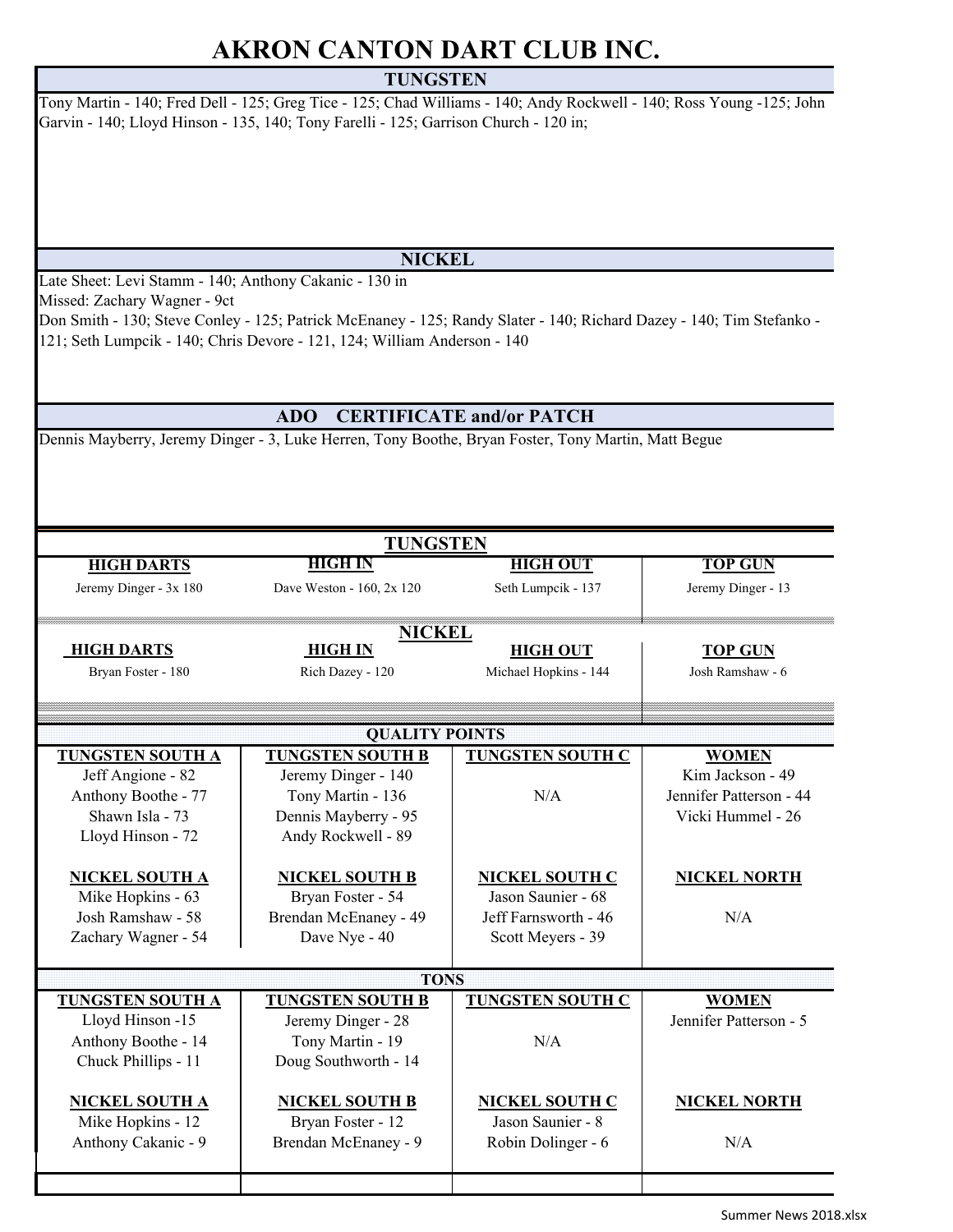# AKRON CANTON DART CLUB INC.

## TUNGSTEN

Tony Martin - 140; Fred Dell - 125; Greg Tice - 125; Chad Williams - 140; Andy Rockwell - 140; Ross Young -125; John Garvin - 140; Lloyd Hinson - 135, 140; Tony Farelli - 125; Garrison Church - 120 in;

## NICKEL

Late Sheet: Levi Stamm - 140; Anthony Cakanic - 130 in

Missed: Zachary Wagner - 9ct

Don Smith - 130; Steve Conley - 125; Patrick McEnaney - 125; Randy Slater - 140; Richard Dazey - 140; Tim Stefanko - 121; Seth Lumpcik - 140; Chris Devore - 121, 124; William Anderson - 140

## ADO CERTIFICATE and/or PATCH

Dennis Mayberry, Jeremy Dinger - 3, Luke Herren, Tony Boothe, Bryan Foster, Tony Martin, Matt Begue

## TUNGSTEN

| HIGH DARTS | HIGH IN | HIGH OUT | TOP GUN |
|---|---|---|---|
| Jeremy Dinger - 3x 180 | Dave Weston - 160, 2x 120 | Seth Lumpcik - 137 | Jeremy Dinger - 13 |

## NICKEL

| HIGH DARTS | HIGH IN | HIGH OUT | TOP GUN |
|---|---|---|---|
| Bryan Foster - 180 | Rich Dazey - 120 | Michael Hopkins - 144 | Josh Ramshaw - 6 |

## QUALITY POINTS

| TUNGSTEN SOUTH A | TUNGSTEN SOUTH B | TUNGSTEN SOUTH C | WOMEN |
|---|---|---|---|
| Jeff Angione - 82 | Jeremy Dinger - 140 | | Kim Jackson - 49 |
| Anthony Boothe - 77 | Tony Martin - 136 | N/A | Jennifer Patterson - 44 |
| Shawn Isla - 73 | Dennis Mayberry - 95 | | Vicki Hummel - 26 |
| Lloyd Hinson - 72 | Andy Rockwell - 89 | | |
| **NICKEL SOUTH A** | **NICKEL SOUTH B** | **NICKEL SOUTH C** | **NICKEL NORTH** |
| Mike Hopkins - 63 | Bryan Foster - 54 | Jason Saunier - 68 | |
| Josh Ramshaw - 58 | Brendan McEnaney - 49 | Jeff Farnsworth - 46 | N/A |
| Zachary Wagner - 54 | Dave Nye - 40 | Scott Meyers - 39 | |

## TONS

| TUNGSTEN SOUTH A | TUNGSTEN SOUTH B | TUNGSTEN SOUTH C | WOMEN |
|---|---|---|---|
| Lloyd Hinson -15 | Jeremy Dinger - 28 | | Jennifer Patterson - 5 |
| Anthony Boothe - 14 | Tony Martin - 19 | N/A | |
| Chuck Phillips - 11 | Doug Southworth - 14 | | |
| **NICKEL SOUTH A** | **NICKEL SOUTH B** | **NICKEL SOUTH C** | **NICKEL NORTH** |
| Mike Hopkins - 12 | Bryan Foster - 12 | Jason Saunier - 8 | |
| Anthony Cakanic - 9 | Brendan McEnaney - 9 | Robin Dolinger - 6 | N/A |